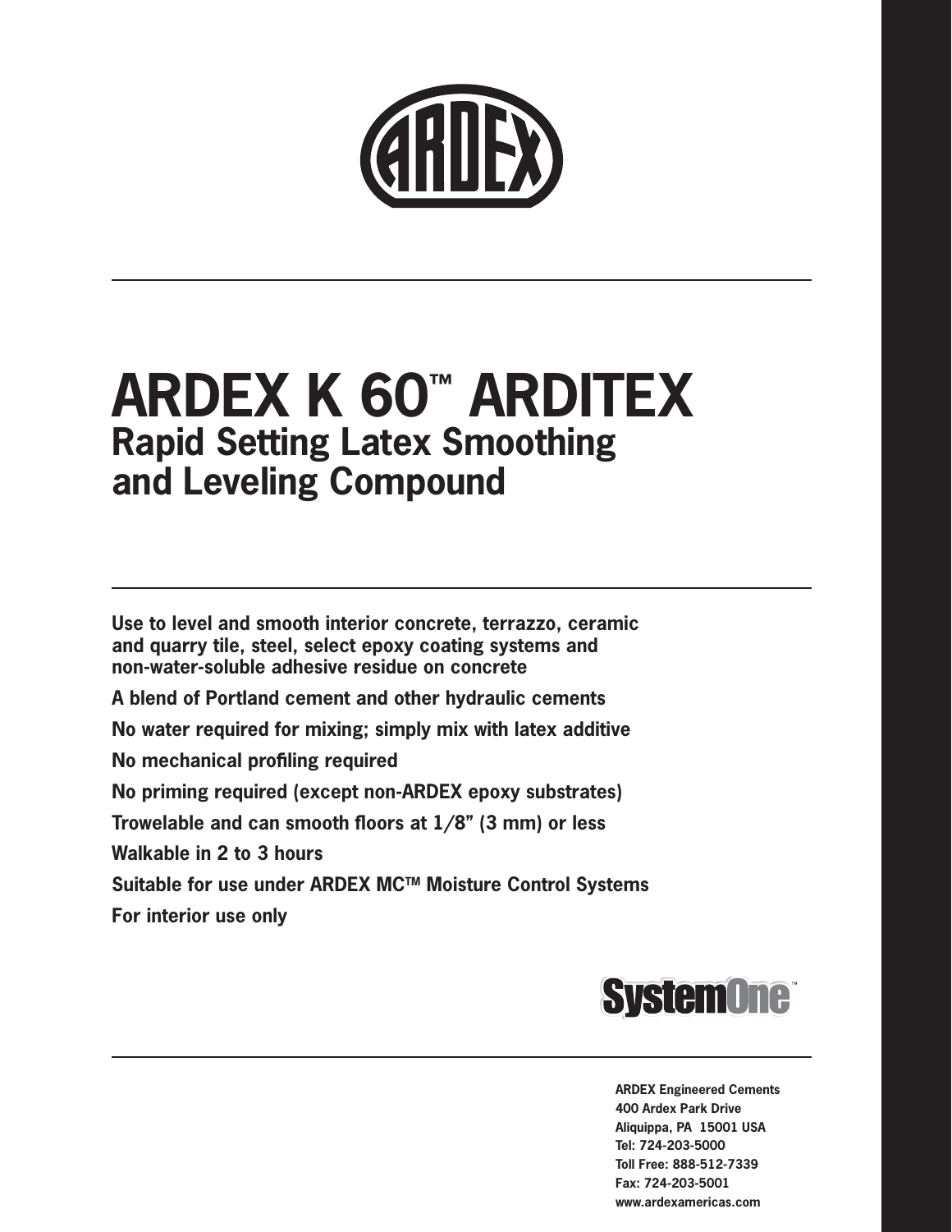# ARDEX K 60™ ARDITEX

## Rapid Setting Latex Smoothing and Leveling Compound

**Use to level and smooth interior concrete, terrazzo, ceramic and quarry tile, steel, select epoxy coating systems and non-water-soluble adhesive residue on concrete**

**A blend of Portland cement and other hydraulic cements**

**No water required for mixing; simply mix with latex additive**

**No mechanical profiling required**

**No priming required (except non-ARDEX epoxy substrates)**

**Trowelable and can smooth floors at 1/8" (3 mm) or less**

**Walkable in 2 to 3 hours**

**Suitable for use under ARDEX MC™ Moisture Control Systems**

**For interior use only**

SystemOne™

**ARDEX Engineered Cements**
**400 Ardex Park Drive**
**Aliquippa, PA 15001 USA**
**Tel: 724-203-5000**
**Toll Free: 888-512-7339**
**Fax: 724-203-5001**
**www.ardexamericas.com**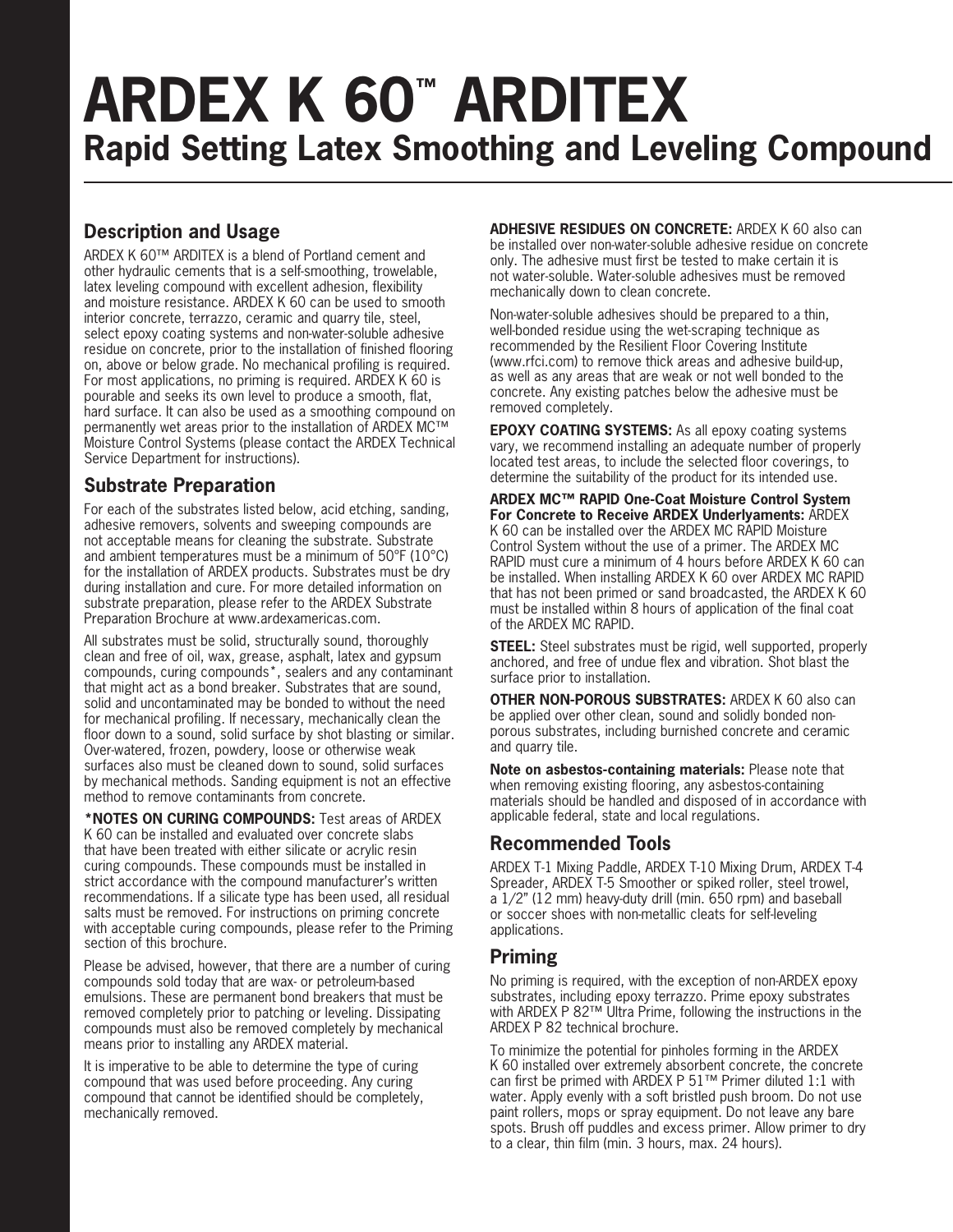# ARDEX K 60™ ARDITEX

## Rapid Setting Latex Smoothing and Leveling Compound

### Description and Usage

ARDEX K 60™ ARDITEX is a blend of Portland cement and other hydraulic cements that is a self-smoothing, trowelable, latex leveling compound with excellent adhesion, flexibility and moisture resistance. ARDEX K 60 can be used to smooth interior concrete, terrazzo, ceramic and quarry tile, steel, select epoxy coating systems and non-water-soluble adhesive residue on concrete, prior to the installation of finished flooring on, above or below grade. No mechanical profiling is required. For most applications, no priming is required. ARDEX K 60 is pourable and seeks its own level to produce a smooth, flat, hard surface. It can also be used as a smoothing compound on permanently wet areas prior to the installation of ARDEX MC™ Moisture Control Systems (please contact the ARDEX Technical Service Department for instructions).

### Substrate Preparation

For each of the substrates listed below, acid etching, sanding, adhesive removers, solvents and sweeping compounds are not acceptable means for cleaning the substrate. Substrate and ambient temperatures must be a minimum of 50°F (10°C) for the installation of ARDEX products. Substrates must be dry during installation and cure. For more detailed information on substrate preparation, please refer to the ARDEX Substrate Preparation Brochure at www.ardexamericas.com.

All substrates must be solid, structurally sound, thoroughly clean and free of oil, wax, grease, asphalt, latex and gypsum compounds, curing compounds*, sealers and any contaminant that might act as a bond breaker. Substrates that are sound, solid and uncontaminated may be bonded to without the need for mechanical profiling. If necessary, mechanically clean the floor down to a sound, solid surface by shot blasting or similar. Over-watered, frozen, powdery, loose or otherwise weak surfaces also must be cleaned down to sound, solid surfaces by mechanical methods. Sanding equipment is not an effective method to remove contaminants from concrete.

**\*NOTES ON CURING COMPOUNDS:** Test areas of ARDEX K 60 can be installed and evaluated over concrete slabs that have been treated with either silicate or acrylic resin curing compounds. These compounds must be installed in strict accordance with the compound manufacturer's written recommendations. If a silicate type has been used, all residual salts must be removed. For instructions on priming concrete with acceptable curing compounds, please refer to the Priming section of this brochure.

Please be advised, however, that there are a number of curing compounds sold today that are wax- or petroleum-based emulsions. These are permanent bond breakers that must be removed completely prior to patching or leveling. Dissipating compounds must also be removed completely by mechanical means prior to installing any ARDEX material.

It is imperative to be able to determine the type of curing compound that was used before proceeding. Any curing compound that cannot be identified should be completely, mechanically removed.

**ADHESIVE RESIDUES ON CONCRETE:** ARDEX K 60 also can be installed over non-water-soluble adhesive residue on concrete only. The adhesive must first be tested to make certain it is not water-soluble. Water-soluble adhesives must be removed mechanically down to clean concrete.

Non-water-soluble adhesives should be prepared to a thin, well-bonded residue using the wet-scraping technique as recommended by the Resilient Floor Covering Institute (www.rfci.com) to remove thick areas and adhesive build-up, as well as any areas that are weak or not well bonded to the concrete. Any existing patches below the adhesive must be removed completely.

**EPOXY COATING SYSTEMS:** As all epoxy coating systems vary, we recommend installing an adequate number of properly located test areas, to include the selected floor coverings, to determine the suitability of the product for its intended use.

**ARDEX MC™ RAPID One-Coat Moisture Control System For Concrete to Receive ARDEX Underlayments:** ARDEX K 60 can be installed over the ARDEX MC RAPID Moisture Control System without the use of a primer. The ARDEX MC RAPID must cure a minimum of 4 hours before ARDEX K 60 can be installed. When installing ARDEX K 60 over ARDEX MC RAPID that has not been primed or sand broadcasted, the ARDEX K 60 must be installed within 8 hours of application of the final coat of the ARDEX MC RAPID.

**STEEL:** Steel substrates must be rigid, well supported, properly anchored, and free of undue flex and vibration. Shot blast the surface prior to installation.

**OTHER NON-POROUS SUBSTRATES:** ARDEX K 60 also can be applied over other clean, sound and solidly bonded non-porous substrates, including burnished concrete and ceramic and quarry tile.

**Note on asbestos-containing materials:** Please note that when removing existing flooring, any asbestos-containing materials should be handled and disposed of in accordance with applicable federal, state and local regulations.

### Recommended Tools

ARDEX T-1 Mixing Paddle, ARDEX T-10 Mixing Drum, ARDEX T-4 Spreader, ARDEX T-5 Smoother or spiked roller, steel trowel, a 1/2" (12 mm) heavy-duty drill (min. 650 rpm) and baseball or soccer shoes with non-metallic cleats for self-leveling applications.

### Priming

No priming is required, with the exception of non-ARDEX epoxy substrates, including epoxy terrazzo. Prime epoxy substrates with ARDEX P 82™ Ultra Prime, following the instructions in the ARDEX P 82 technical brochure.

To minimize the potential for pinholes forming in the ARDEX K 60 installed over extremely absorbent concrete, the concrete can first be primed with ARDEX P 51™ Primer diluted 1:1 with water. Apply evenly with a soft bristled push broom. Do not use paint rollers, mops or spray equipment. Do not leave any bare spots. Brush off puddles and excess primer. Allow primer to dry to a clear, thin film (min. 3 hours, max. 24 hours).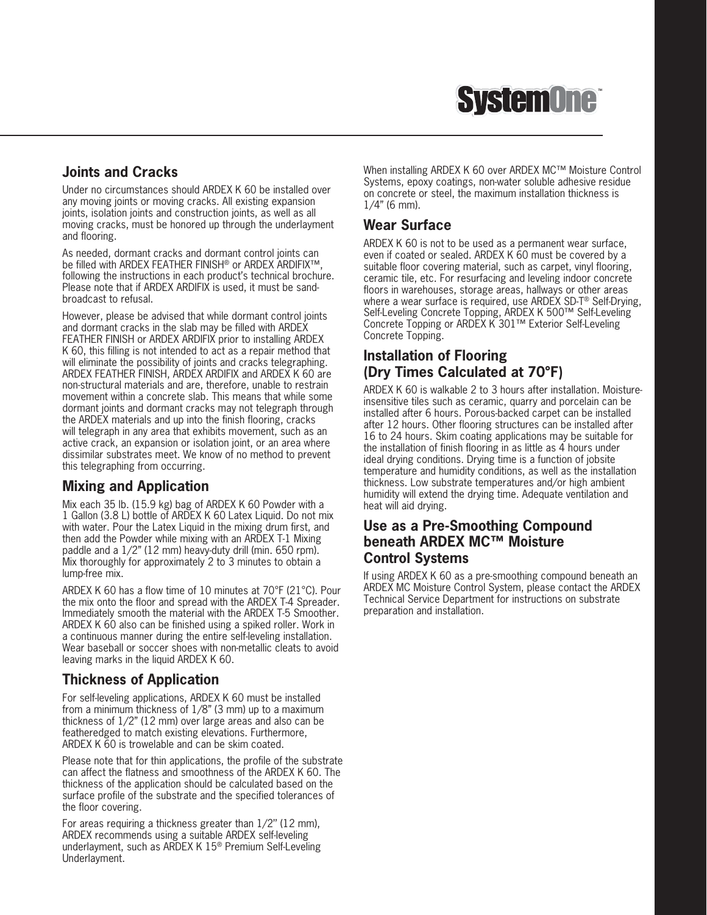## Joints and Cracks

Under no circumstances should ARDEX K 60 be installed over any moving joints or moving cracks. All existing expansion joints, isolation joints and construction joints, as well as all moving cracks, must be honored up through the underlayment and flooring.

As needed, dormant cracks and dormant control joints can be filled with ARDEX FEATHER FINISH® or ARDEX ARDIFIX™, following the instructions in each product's technical brochure. Please note that if ARDEX ARDIFIX is used, it must be sand-broadcast to refusal.

However, please be advised that while dormant control joints and dormant cracks in the slab may be filled with ARDEX FEATHER FINISH or ARDEX ARDIFIX prior to installing ARDEX K 60, this filling is not intended to act as a repair method that will eliminate the possibility of joints and cracks telegraphing. ARDEX FEATHER FINISH, ARDEX ARDIFIX and ARDEX K 60 are non-structural materials and are, therefore, unable to restrain movement within a concrete slab. This means that while some dormant joints and dormant cracks may not telegraph through the ARDEX materials and up into the finish flooring, cracks will telegraph in any area that exhibits movement, such as an active crack, an expansion or isolation joint, or an area where dissimilar substrates meet. We know of no method to prevent this telegraphing from occurring.

## Mixing and Application

Mix each 35 lb. (15.9 kg) bag of ARDEX K 60 Powder with a 1 Gallon (3.8 L) bottle of ARDEX K 60 Latex Liquid. Do not mix with water. Pour the Latex Liquid in the mixing drum first, and then add the Powder while mixing with an ARDEX T-1 Mixing paddle and a 1/2" (12 mm) heavy-duty drill (min. 650 rpm). Mix thoroughly for approximately 2 to 3 minutes to obtain a lump-free mix.

ARDEX K 60 has a flow time of 10 minutes at 70°F (21°C). Pour the mix onto the floor and spread with the ARDEX T-4 Spreader. Immediately smooth the material with the ARDEX T-5 Smoother. ARDEX K 60 also can be finished using a spiked roller. Work in a continuous manner during the entire self-leveling installation. Wear baseball or soccer shoes with non-metallic cleats to avoid leaving marks in the liquid ARDEX K 60.

## Thickness of Application

For self-leveling applications, ARDEX K 60 must be installed from a minimum thickness of 1/8" (3 mm) up to a maximum thickness of 1/2" (12 mm) over large areas and also can be featheredged to match existing elevations. Furthermore, ARDEX K 60 is trowelable and can be skim coated.

Please note that for thin applications, the profile of the substrate can affect the flatness and smoothness of the ARDEX K 60. The thickness of the application should be calculated based on the surface profile of the substrate and the specified tolerances of the floor covering.

For areas requiring a thickness greater than 1/2" (12 mm), ARDEX recommends using a suitable ARDEX self-leveling underlayment, such as ARDEX K 15® Premium Self-Leveling Underlayment.

When installing ARDEX K 60 over ARDEX MC™ Moisture Control Systems, epoxy coatings, non-water soluble adhesive residue on concrete or steel, the maximum installation thickness is 1/4" (6 mm).

## Wear Surface

ARDEX K 60 is not to be used as a permanent wear surface, even if coated or sealed. ARDEX K 60 must be covered by a suitable floor covering material, such as carpet, vinyl flooring, ceramic tile, etc. For resurfacing and leveling indoor concrete floors in warehouses, storage areas, hallways or other areas where a wear surface is required, use ARDEX SD-T® Self-Drying, Self-Leveling Concrete Topping, ARDEX K 500™ Self-Leveling Concrete Topping or ARDEX K 301™ Exterior Self-Leveling Concrete Topping.

## Installation of Flooring (Dry Times Calculated at 70°F)

ARDEX K 60 is walkable 2 to 3 hours after installation. Moisture-insensitive tiles such as ceramic, quarry and porcelain can be installed after 6 hours. Porous-backed carpet can be installed after 12 hours. Other flooring structures can be installed after 16 to 24 hours. Skim coating applications may be suitable for the installation of finish flooring in as little as 4 hours under ideal drying conditions. Drying time is a function of jobsite temperature and humidity conditions, as well as the installation thickness. Low substrate temperatures and/or high ambient humidity will extend the drying time. Adequate ventilation and heat will aid drying.

## Use as a Pre-Smoothing Compound beneath ARDEX MC™ Moisture Control Systems

If using ARDEX K 60 as a pre-smoothing compound beneath an ARDEX MC Moisture Control System, please contact the ARDEX Technical Service Department for instructions on substrate preparation and installation.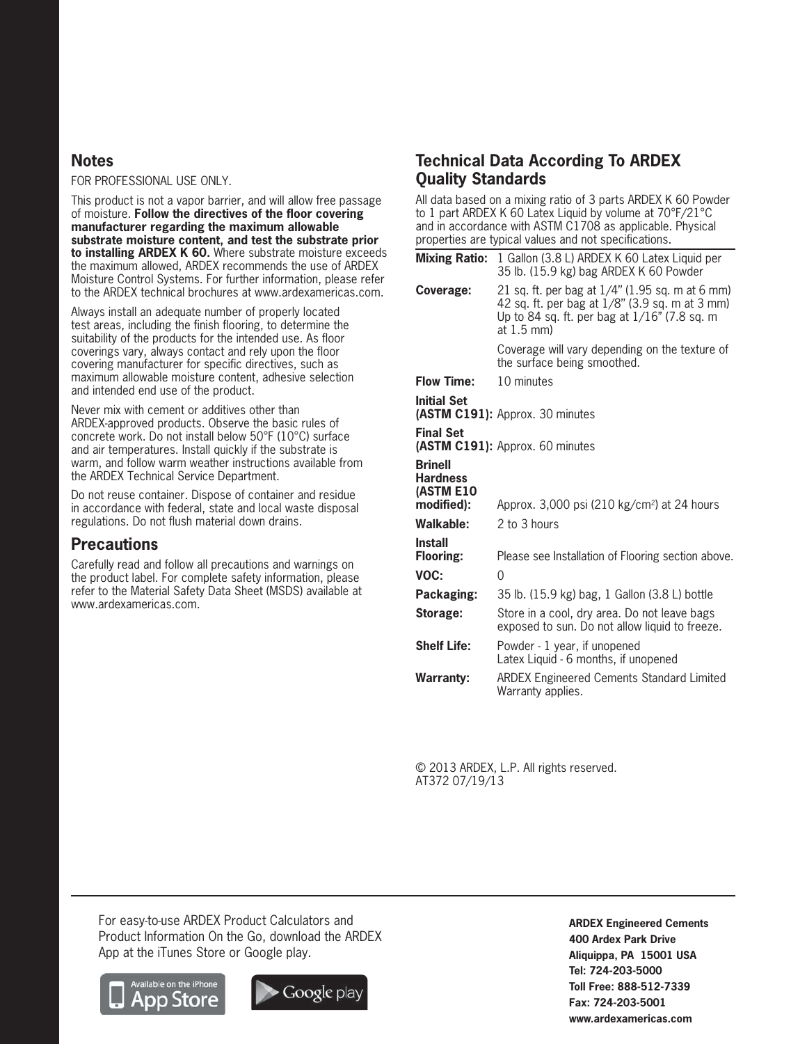## Notes

FOR PROFESSIONAL USE ONLY.

This product is not a vapor barrier, and will allow free passage of moisture. **Follow the directives of the floor covering manufacturer regarding the maximum allowable substrate moisture content, and test the substrate prior to installing ARDEX K 60.** Where substrate moisture exceeds the maximum allowed, ARDEX recommends the use of ARDEX Moisture Control Systems. For further information, please refer to the ARDEX technical brochures at www.ardexamericas.com.

Always install an adequate number of properly located test areas, including the finish flooring, to determine the suitability of the products for the intended use. As floor coverings vary, always contact and rely upon the floor covering manufacturer for specific directives, such as maximum allowable moisture content, adhesive selection and intended end use of the product.

Never mix with cement or additives other than ARDEX-approved products. Observe the basic rules of concrete work. Do not install below 50°F (10°C) surface and air temperatures. Install quickly if the substrate is warm, and follow warm weather instructions available from the ARDEX Technical Service Department.

Do not reuse container. Dispose of container and residue in accordance with federal, state and local waste disposal regulations. Do not flush material down drains.

## Precautions

Carefully read and follow all precautions and warnings on the product label. For complete safety information, please refer to the Material Safety Data Sheet (MSDS) available at www.ardexamericas.com.

## Technical Data According To ARDEX Quality Standards

All data based on a mixing ratio of 3 parts ARDEX K 60 Powder to 1 part ARDEX K 60 Latex Liquid by volume at 70°F/21°C and in accordance with ASTM C1708 as applicable. Physical properties are typical values and not specifications.

| | |
|---|---|
| **Mixing Ratio:** | 1 Gallon (3.8 L) ARDEX K 60 Latex Liquid per 35 lb. (15.9 kg) bag ARDEX K 60 Powder |
| **Coverage:** | 21 sq. ft. per bag at 1/4" (1.95 sq. m at 6 mm)<br>42 sq. ft. per bag at 1/8" (3.9 sq. m at 3 mm)<br>Up to 84 sq. ft. per bag at 1/16" (7.8 sq. m at 1.5 mm)<br><br>Coverage will vary depending on the texture of the surface being smoothed. |
| **Flow Time:** | 10 minutes |
| **Initial Set (ASTM C191):** | Approx. 30 minutes |
| **Final Set (ASTM C191):** | Approx. 60 minutes |
| **Brinell Hardness (ASTM E10 modified):** | Approx. 3,000 psi (210 kg/cm$^2$) at 24 hours |
| **Walkable:** | 2 to 3 hours |
| **Install Flooring:** | Please see Installation of Flooring section above. |
| **VOC:** | 0 |
| **Packaging:** | 35 lb. (15.9 kg) bag, 1 Gallon (3.8 L) bottle |
| **Storage:** | Store in a cool, dry area. Do not leave bags exposed to sun. Do not allow liquid to freeze. |
| **Shelf Life:** | Powder - 1 year, if unopened<br>Latex Liquid - 6 months, if unopened |
| **Warranty:** | ARDEX Engineered Cements Standard Limited Warranty applies. |

© 2013 ARDEX, L.P. All rights reserved.
AT372 07/19/13

For easy-to-use ARDEX Product Calculators and Product Information On the Go, download the ARDEX App at the iTunes Store or Google play.

Available on the iPhone App Store

Google play

**ARDEX Engineered Cements**
**400 Ardex Park Drive**
**Aliquippa, PA 15001 USA**
**Tel: 724-203-5000**
**Toll Free: 888-512-7339**
**Fax: 724-203-5001**
**www.ardexamericas.com**